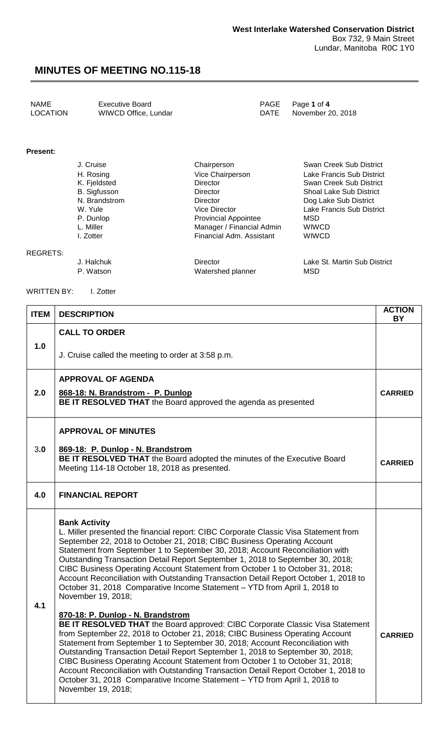**West Interlake Watershed Conservation District**
Box 732, 9 Main Street
Lundar, Manitoba R0C 1Y0

# MINUTES OF MEETING NO.115-18

| NAME | Executive Board | PAGE | Page **1** of **4** |
|---|---|---|---|
| LOCATION | WIWCD Office, Lundar | DATE | November 20, 2018 |

**Present:**

| | | |
|---|---|---|
| J. Cruise | Chairperson | Swan Creek Sub District |
| H. Rosing | Vice Chairperson | Lake Francis Sub District |
| K. Fjeldsted | Director | Swan Creek Sub District |
| B. Sigfusson | Director | Shoal Lake Sub District |
| N. Brandstrom | Director | Dog Lake Sub District |
| W. Yule | Vice Director | Lake Francis Sub District |
| P. Dunlop | Provincial Appointee | MSD |
| L. Miller | Manager / Financial Admin | WIWCD |
| I. Zotter | Financial Adm. Assistant | WIWCD |

REGRETS:

| | | |
|---|---|---|
| J. Halchuk | Director | Lake St. Martin Sub District |
| P. Watson | Watershed planner | MSD |

WRITTEN BY: I. Zotter

| ITEM | DESCRIPTION | ACTION BY |
|---|---|---|
| 1.0 | **CALL TO ORDER**<br><br>J. Cruise called the meeting to order at 3:58 p.m. | |
| 2.0 | **APPROVAL OF AGENDA**<br><br>**868-18: N. Brandstrom - P. Dunlop**<br>**BE IT RESOLVED THAT** the Board approved the agenda as presented | **CARRIED** |
| 3.0 | **APPROVAL OF MINUTES**<br><br>**869-18: P. Dunlop - N. Brandstrom**<br>**BE IT RESOLVED THAT** the Board adopted the minutes of the Executive Board Meeting 114-18 October 18, 2018 as presented. | **CARRIED** |
| 4.0 | **FINANCIAL REPORT** | |
| 4.1 | **Bank Activity**<br>L. Miller presented the financial report: CIBC Corporate Classic Visa Statement from September 22, 2018 to October 21, 2018; CIBC Business Operating Account Statement from September 1 to September 30, 2018; Account Reconciliation with Outstanding Transaction Detail Report September 1, 2018 to September 30, 2018; CIBC Business Operating Account Statement from October 1 to October 31, 2018; Account Reconciliation with Outstanding Transaction Detail Report October 1, 2018 to October 31, 2018 Comparative Income Statement – YTD from April 1, 2018 to November 19, 2018;<br><br>**870-18: P. Dunlop - N. Brandstrom**<br>**BE IT RESOLVED THAT** the Board approved: CIBC Corporate Classic Visa Statement from September 22, 2018 to October 21, 2018; CIBC Business Operating Account Statement from September 1 to September 30, 2018; Account Reconciliation with Outstanding Transaction Detail Report September 1, 2018 to September 30, 2018; CIBC Business Operating Account Statement from October 1 to October 31, 2018; Account Reconciliation with Outstanding Transaction Detail Report October 1, 2018 to October 31, 2018 Comparative Income Statement – YTD from April 1, 2018 to November 19, 2018; | **CARRIED** |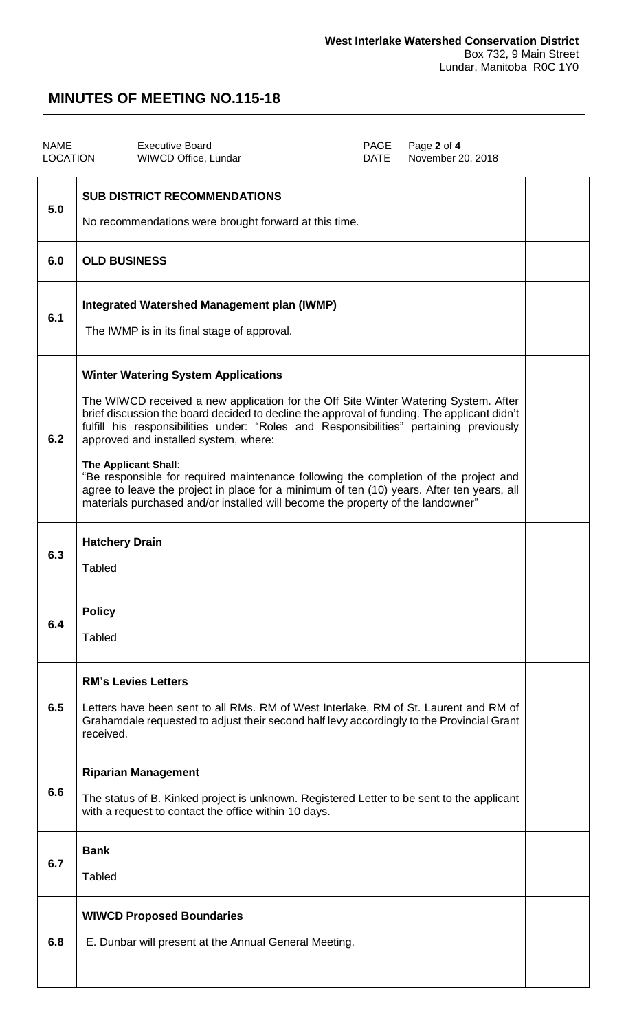**West Interlake Watershed Conservation District**
Box 732, 9 Main Street
Lundar, Manitoba R0C 1Y0

# MINUTES OF MEETING NO.115-18

| NAME | Executive Board | PAGE | Page 2 of 4 |
|---|---|---|---|
| LOCATION | WIWCD Office, Lundar | DATE | November 20, 2018 |

| | | |
|---|---|---|
| 5.0 | **SUB DISTRICT RECOMMENDATIONS**<br><br>No recommendations were brought forward at this time. | |
| 6.0 | **OLD BUSINESS** | |
| 6.1 | **Integrated Watershed Management plan (IWMP)**<br><br>The IWMP is in its final stage of approval. | |
| 6.2 | **Winter Watering System Applications**<br><br>The WIWCD received a new application for the Off Site Winter Watering System. After brief discussion the board decided to decline the approval of funding. The applicant didn't fulfill his responsibilities under: "Roles and Responsibilities" pertaining previously approved and installed system, where:<br><br>**The Applicant Shall**:<br>"Be responsible for required maintenance following the completion of the project and agree to leave the project in place for a minimum of ten (10) years. After ten years, all materials purchased and/or installed will become the property of the landowner" | |
| 6.3 | **Hatchery Drain**<br><br>Tabled | |
| 6.4 | **Policy**<br><br>Tabled | |
| 6.5 | **RM's Levies Letters**<br><br>Letters have been sent to all RMs. RM of West Interlake, RM of St. Laurent and RM of Grahamdale requested to adjust their second half levy accordingly to the Provincial Grant received. | |
| 6.6 | **Riparian Management**<br><br>The status of B. Kinked project is unknown. Registered Letter to be sent to the applicant with a request to contact the office within 10 days. | |
| 6.7 | **Bank**<br><br>Tabled | |
| 6.8 | **WIWCD Proposed Boundaries**<br><br>E. Dunbar will present at the Annual General Meeting. | |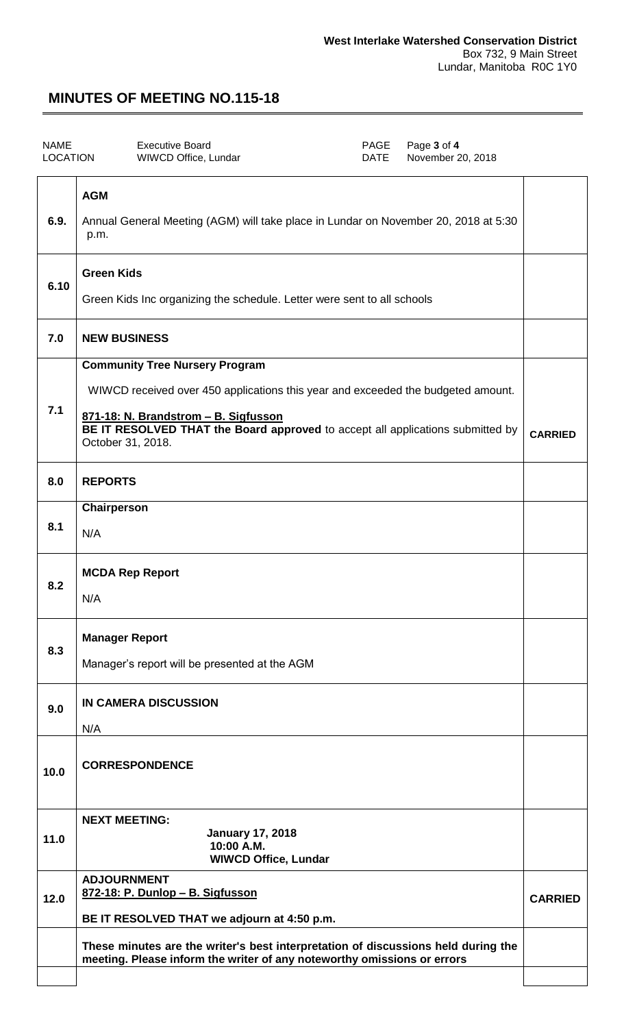**West Interlake Watershed Conservation District**
Box 732, 9 Main Street
Lundar, Manitoba R0C 1Y0

# MINUTES OF MEETING NO.115-18

| NAME | Executive Board | PAGE | Page **3** of **4** |
| --- | --- | --- | --- |
| LOCATION | WIWCD Office, Lundar | DATE | November 20, 2018 |

| | | |
| --- | --- | --- |
| 6.9. | **AGM**<br><br>Annual General Meeting (AGM) will take place in Lundar on November 20, 2018 at 5:30 p.m. | |
| 6.10 | **Green Kids**<br><br>Green Kids Inc organizing the schedule. Letter were sent to all schools | |
| 7.0 | **NEW BUSINESS** | |
| 7.1 | **Community Tree Nursery Program**<br><br>WIWCD received over 450 applications this year and exceeded the budgeted amount.<br><br>**871-18: N. Brandstrom – B. Sigfusson**<br>**BE IT RESOLVED THAT the Board approved** to accept all applications submitted by October 31, 2018. | **CARRIED** |
| 8.0 | **REPORTS** | |
| 8.1 | **Chairperson**<br><br>N/A | |
| 8.2 | **MCDA Rep Report**<br><br>N/A | |
| 8.3 | **Manager Report**<br><br>Manager's report will be presented at the AGM | |
| 9.0 | **IN CAMERA DISCUSSION**<br><br>N/A | |
| 10.0 | **CORRESPONDENCE** | |
| 11.0 | **NEXT MEETING:**<br>**January 17, 2018**<br>**10:00 A.M.**<br>**WIWCD Office, Lundar** | |
| 12.0 | **ADJOURNMENT**<br>**872-18: P. Dunlop – B. Sigfusson**<br><br>**BE IT RESOLVED THAT we adjourn at 4:50 p.m.** | **CARRIED** |
| | **These minutes are the writer's best interpretation of discussions held during the meeting. Please inform the writer of any noteworthy omissions or errors** | |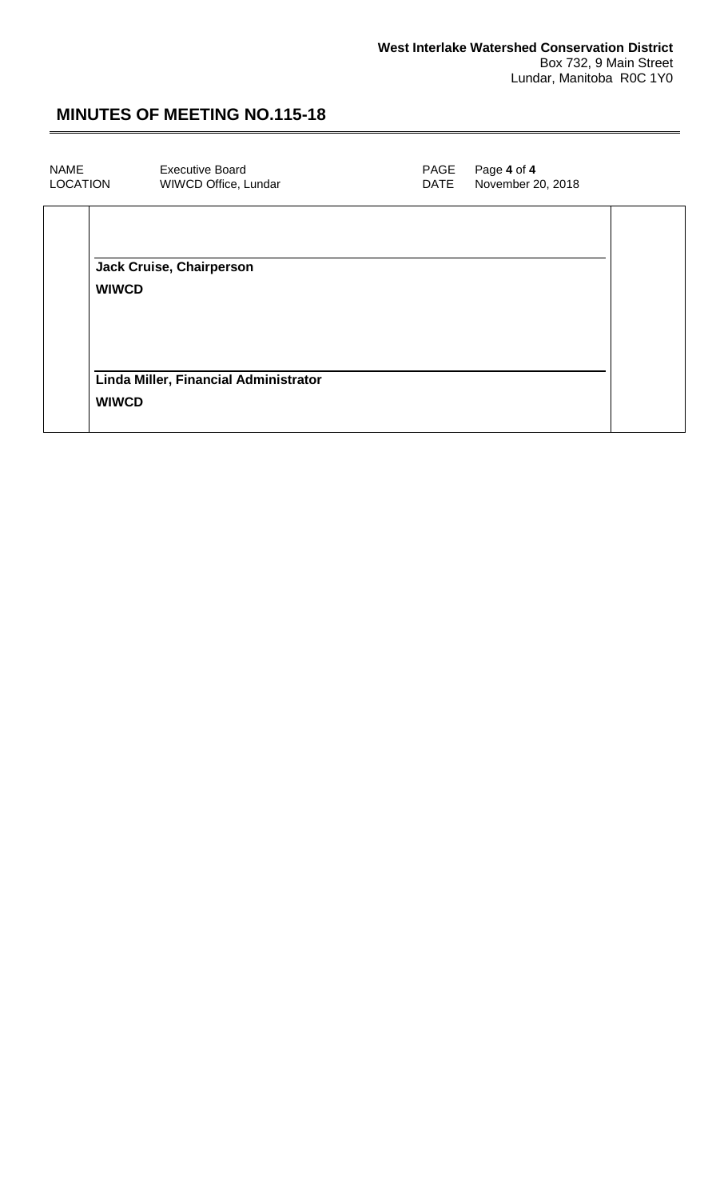**Jack Cruise, Chairperson**

**WIWCD**

**Linda Miller, Financial Administrator**

**WIWCD**